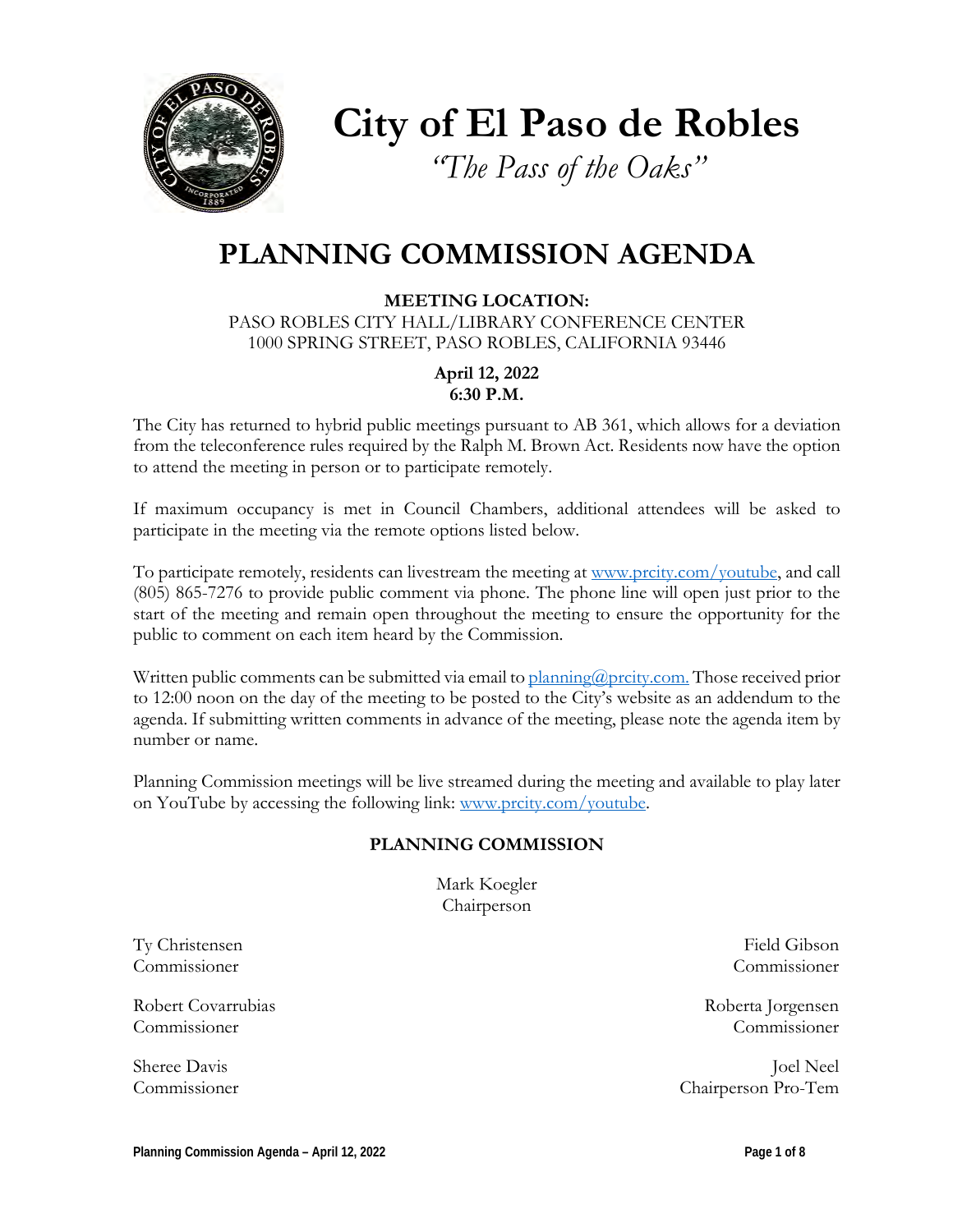# City of El Paso de Robles

*"The Pass of the Oaks"*

# PLANNING COMMISSION AGENDA

**MEETING LOCATION:**
PASO ROBLES CITY HALL/LIBRARY CONFERENCE CENTER
1000 SPRING STREET, PASO ROBLES, CALIFORNIA 93446

**April 12, 2022**
**6:30 P.M.**

The City has returned to hybrid public meetings pursuant to AB 361, which allows for a deviation from the teleconference rules required by the Ralph M. Brown Act. Residents now have the option to attend the meeting in person or to participate remotely.

If maximum occupancy is met in Council Chambers, additional attendees will be asked to participate in the meeting via the remote options listed below.

To participate remotely, residents can livestream the meeting at www.prcity.com/youtube, and call (805) 865-7276 to provide public comment via phone. The phone line will open just prior to the start of the meeting and remain open throughout the meeting to ensure the opportunity for the public to comment on each item heard by the Commission.

Written public comments can be submitted via email to planning@prcity.com. Those received prior to 12:00 noon on the day of the meeting to be posted to the City's website as an addendum to the agenda. If submitting written comments in advance of the meeting, please note the agenda item by number or name.

Planning Commission meetings will be live streamed during the meeting and available to play later on YouTube by accessing the following link: www.prcity.com/youtube.

## PLANNING COMMISSION

Mark Koegler
Chairperson

Ty Christensen
Commissioner

Field Gibson
Commissioner

Robert Covarrubias
Commissioner

Roberta Jorgensen
Commissioner

Sheree Davis
Commissioner

Joel Neel
Chairperson Pro-Tem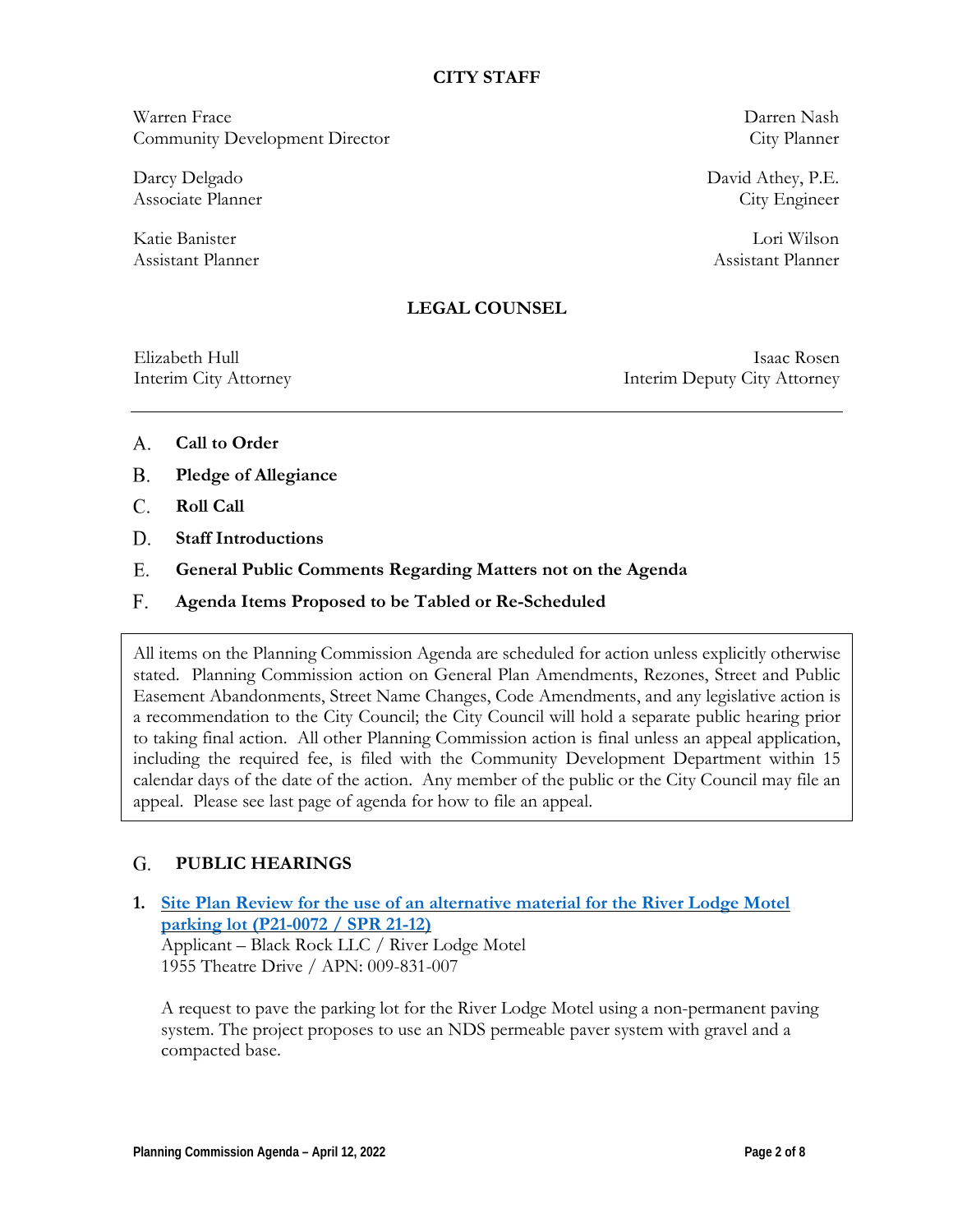## CITY STAFF

Warren Frace
Community Development Director

Darren Nash
City Planner

Darcy Delgado
Associate Planner

David Athey, P.E.
City Engineer

Katie Banister
Assistant Planner

Lori Wilson
Assistant Planner

## LEGAL COUNSEL

Elizabeth Hull
Interim City Attorney

Isaac Rosen
Interim Deputy City Attorney

---

A. **Call to Order**

B. **Pledge of Allegiance**

C. **Roll Call**

D. **Staff Introductions**

E. **General Public Comments Regarding Matters not on the Agenda**

F. **Agenda Items Proposed to be Tabled or Re-Scheduled**

All items on the Planning Commission Agenda are scheduled for action unless explicitly otherwise stated. Planning Commission action on General Plan Amendments, Rezones, Street and Public Easement Abandonments, Street Name Changes, Code Amendments, and any legislative action is a recommendation to the City Council; the City Council will hold a separate public hearing prior to taking final action. All other Planning Commission action is final unless an appeal application, including the required fee, is filed with the Community Development Department within 15 calendar days of the date of the action. Any member of the public or the City Council may file an appeal. Please see last page of agenda for how to file an appeal.

## G. PUBLIC HEARINGS

1. **Site Plan Review for the use of an alternative material for the River Lodge Motel parking lot (P21-0072 / SPR 21-12)**
   Applicant – Black Rock LLC / River Lodge Motel
   1955 Theatre Drive / APN: 009-831-007

   A request to pave the parking lot for the River Lodge Motel using a non-permanent paving system. The project proposes to use an NDS permeable paver system with gravel and a compacted base.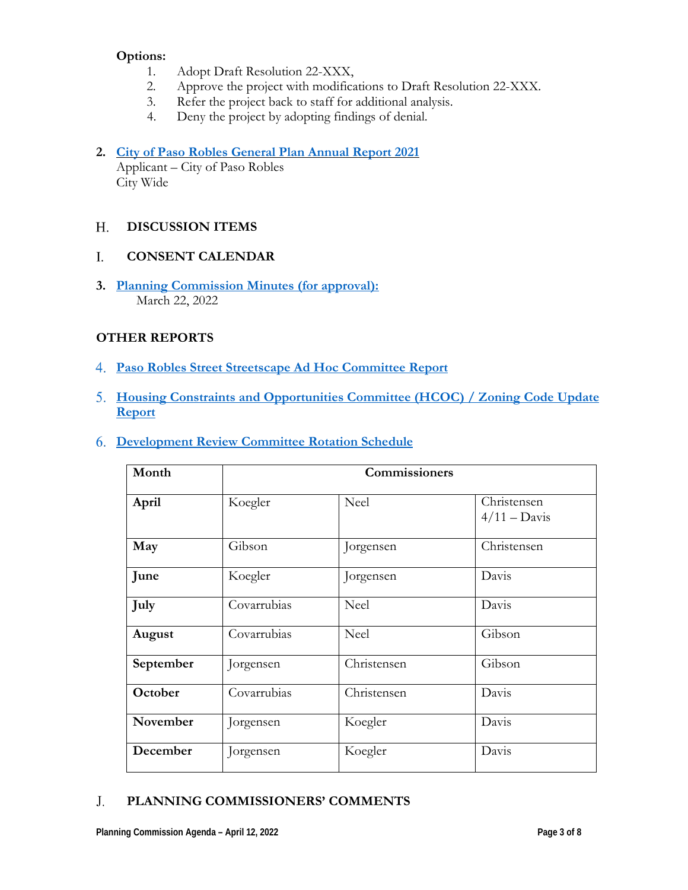**Options:**

1. Adopt Draft Resolution 22-XXX,
2. Approve the project with modifications to Draft Resolution 22-XXX.
3. Refer the project back to staff for additional analysis.
4. Deny the project by adopting findings of denial.

**2. City of Paso Robles General Plan Annual Report 2021**
Applicant – City of Paso Robles
City Wide

## H. DISCUSSION ITEMS

## I. CONSENT CALENDAR

**3. Planning Commission Minutes (for approval):**
March 22, 2022

## OTHER REPORTS

4. **Paso Robles Street Streetscape Ad Hoc Committee Report**

5. **Housing Constraints and Opportunities Committee (HCOC) / Zoning Code Update Report**

6. **Development Review Committee Rotation Schedule**

| Month | Commissioners | | |
|---|---|---|---|
| **April** | Koegler | Neel | Christensen<br>4/11 – Davis |
| **May** | Gibson | Jorgensen | Christensen |
| **June** | Koegler | Jorgensen | Davis |
| **July** | Covarrubias | Neel | Davis |
| **August** | Covarrubias | Neel | Gibson |
| **September** | Jorgensen | Christensen | Gibson |
| **October** | Covarrubias | Christensen | Davis |
| **November** | Jorgensen | Koegler | Davis |
| **December** | Jorgensen | Koegler | Davis |

## J. PLANNING COMMISSIONERS' COMMENTS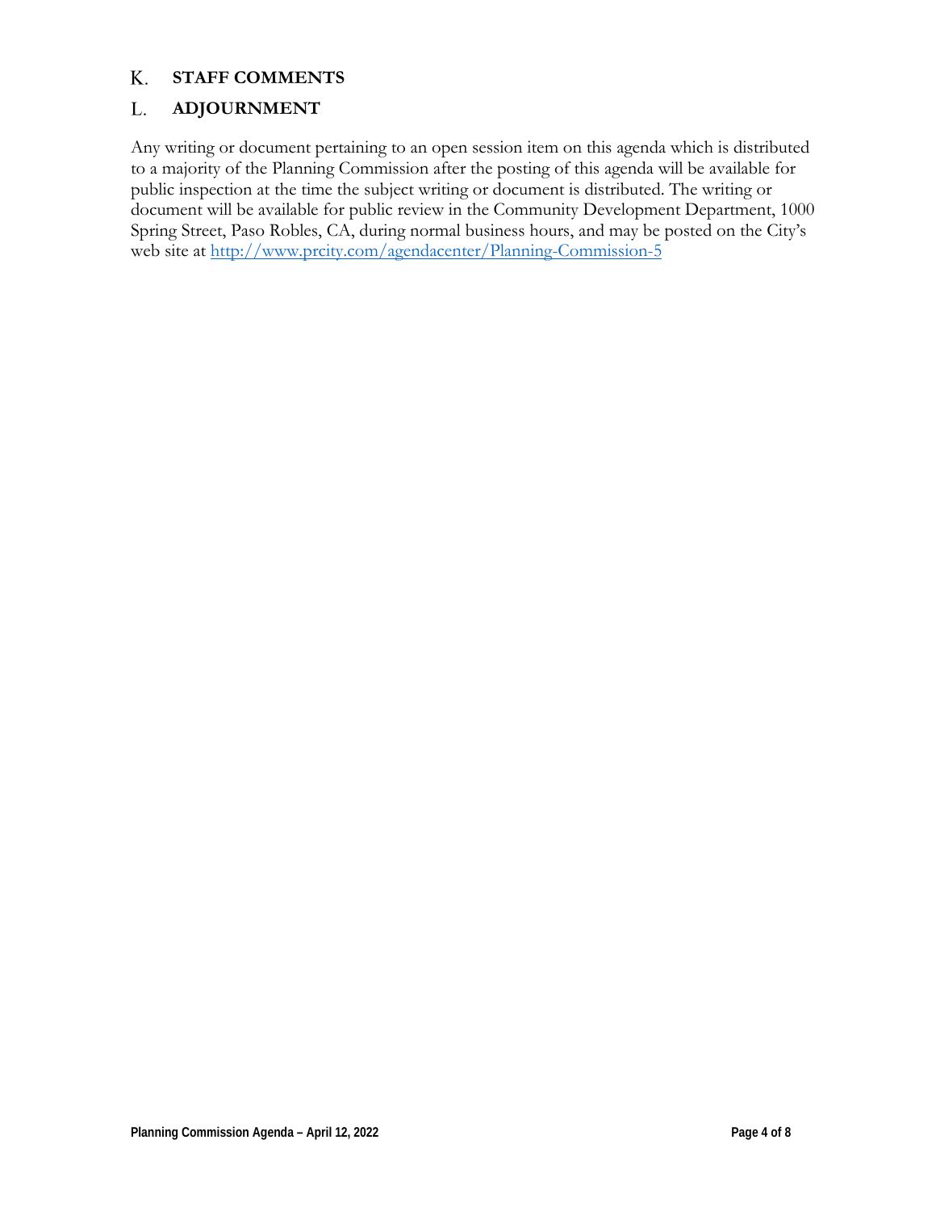## K. STAFF COMMENTS

## L. ADJOURNMENT

Any writing or document pertaining to an open session item on this agenda which is distributed to a majority of the Planning Commission after the posting of this agenda will be available for public inspection at the time the subject writing or document is distributed. The writing or document will be available for public review in the Community Development Department, 1000 Spring Street, Paso Robles, CA, during normal business hours, and may be posted on the City's web site at [http://www.prcity.com/agendacenter/Planning-Commission-5](http://www.prcity.com/agendacenter/Planning-Commission-5)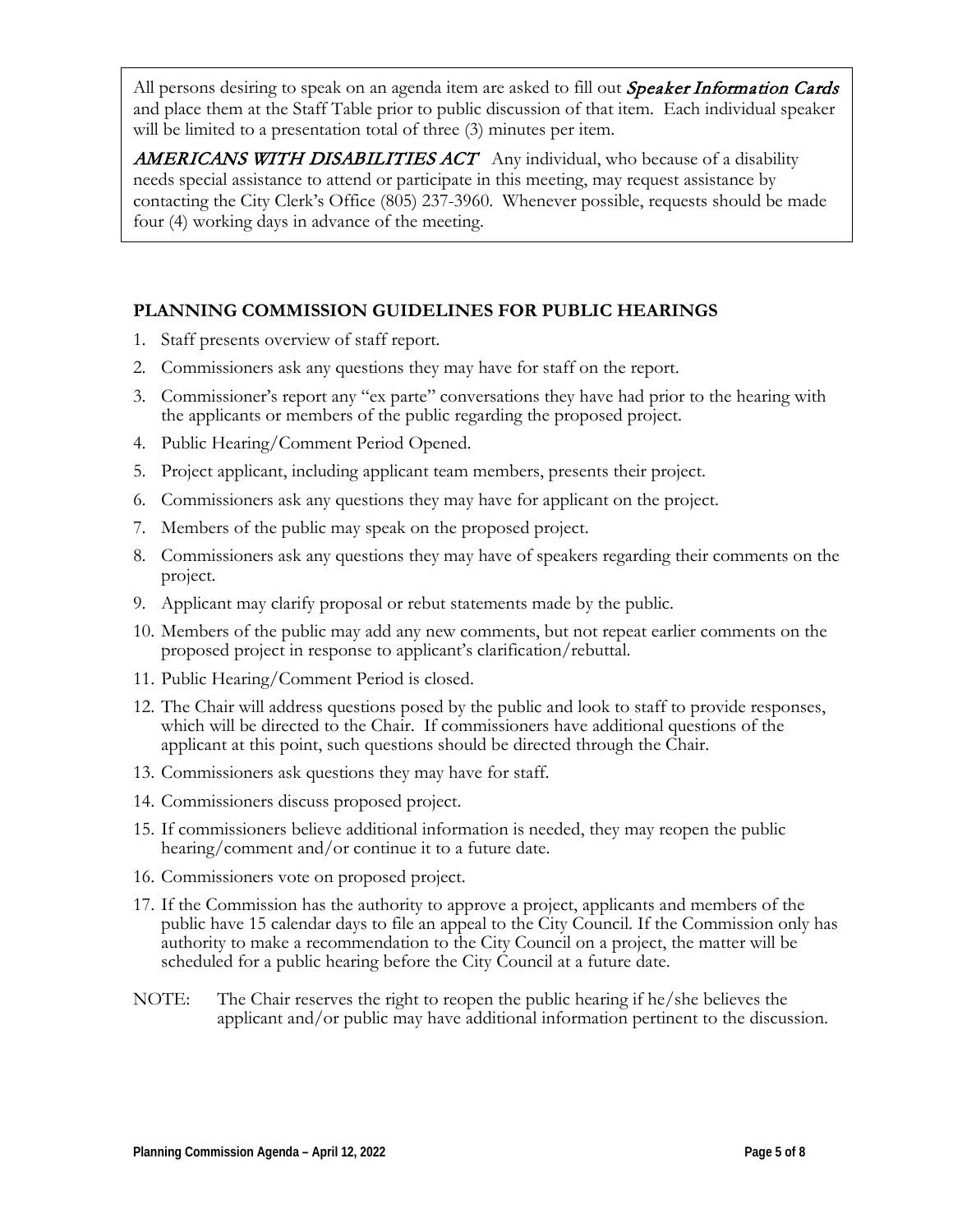All persons desiring to speak on an agenda item are asked to fill out ***Speaker Information Cards*** and place them at the Staff Table prior to public discussion of that item. Each individual speaker will be limited to a presentation total of three (3) minutes per item.

***AMERICANS WITH DISABILITIES ACT*** Any individual, who because of a disability needs special assistance to attend or participate in this meeting, may request assistance by contacting the City Clerk's Office (805) 237-3960. Whenever possible, requests should be made four (4) working days in advance of the meeting.

## PLANNING COMMISSION GUIDELINES FOR PUBLIC HEARINGS

1. Staff presents overview of staff report.
2. Commissioners ask any questions they may have for staff on the report.
3. Commissioner's report any "ex parte" conversations they have had prior to the hearing with the applicants or members of the public regarding the proposed project.
4. Public Hearing/Comment Period Opened.
5. Project applicant, including applicant team members, presents their project.
6. Commissioners ask any questions they may have for applicant on the project.
7. Members of the public may speak on the proposed project.
8. Commissioners ask any questions they may have of speakers regarding their comments on the project.
9. Applicant may clarify proposal or rebut statements made by the public.
10. Members of the public may add any new comments, but not repeat earlier comments on the proposed project in response to applicant's clarification/rebuttal.
11. Public Hearing/Comment Period is closed.
12. The Chair will address questions posed by the public and look to staff to provide responses, which will be directed to the Chair. If commissioners have additional questions of the applicant at this point, such questions should be directed through the Chair.
13. Commissioners ask questions they may have for staff.
14. Commissioners discuss proposed project.
15. If commissioners believe additional information is needed, they may reopen the public hearing/comment and/or continue it to a future date.
16. Commissioners vote on proposed project.
17. If the Commission has the authority to approve a project, applicants and members of the public have 15 calendar days to file an appeal to the City Council. If the Commission only has authority to make a recommendation to the City Council on a project, the matter will be scheduled for a public hearing before the City Council at a future date.

NOTE: The Chair reserves the right to reopen the public hearing if he/she believes the applicant and/or public may have additional information pertinent to the discussion.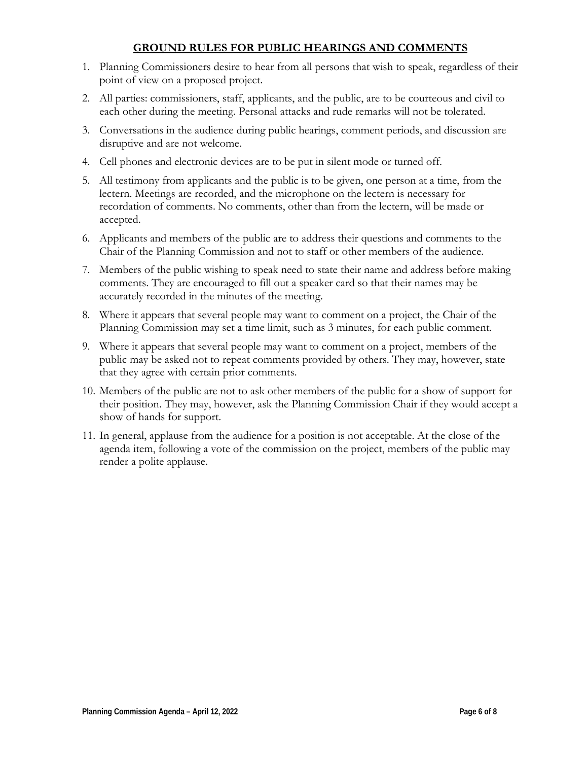## GROUND RULES FOR PUBLIC HEARINGS AND COMMENTS

1. Planning Commissioners desire to hear from all persons that wish to speak, regardless of their point of view on a proposed project.
2. All parties: commissioners, staff, applicants, and the public, are to be courteous and civil to each other during the meeting. Personal attacks and rude remarks will not be tolerated.
3. Conversations in the audience during public hearings, comment periods, and discussion are disruptive and are not welcome.
4. Cell phones and electronic devices are to be put in silent mode or turned off.
5. All testimony from applicants and the public is to be given, one person at a time, from the lectern. Meetings are recorded, and the microphone on the lectern is necessary for recordation of comments. No comments, other than from the lectern, will be made or accepted.
6. Applicants and members of the public are to address their questions and comments to the Chair of the Planning Commission and not to staff or other members of the audience.
7. Members of the public wishing to speak need to state their name and address before making comments. They are encouraged to fill out a speaker card so that their names may be accurately recorded in the minutes of the meeting.
8. Where it appears that several people may want to comment on a project, the Chair of the Planning Commission may set a time limit, such as 3 minutes, for each public comment.
9. Where it appears that several people may want to comment on a project, members of the public may be asked not to repeat comments provided by others. They may, however, state that they agree with certain prior comments.
10. Members of the public are not to ask other members of the public for a show of support for their position. They may, however, ask the Planning Commission Chair if they would accept a show of hands for support.
11. In general, applause from the audience for a position is not acceptable. At the close of the agenda item, following a vote of the commission on the project, members of the public may render a polite applause.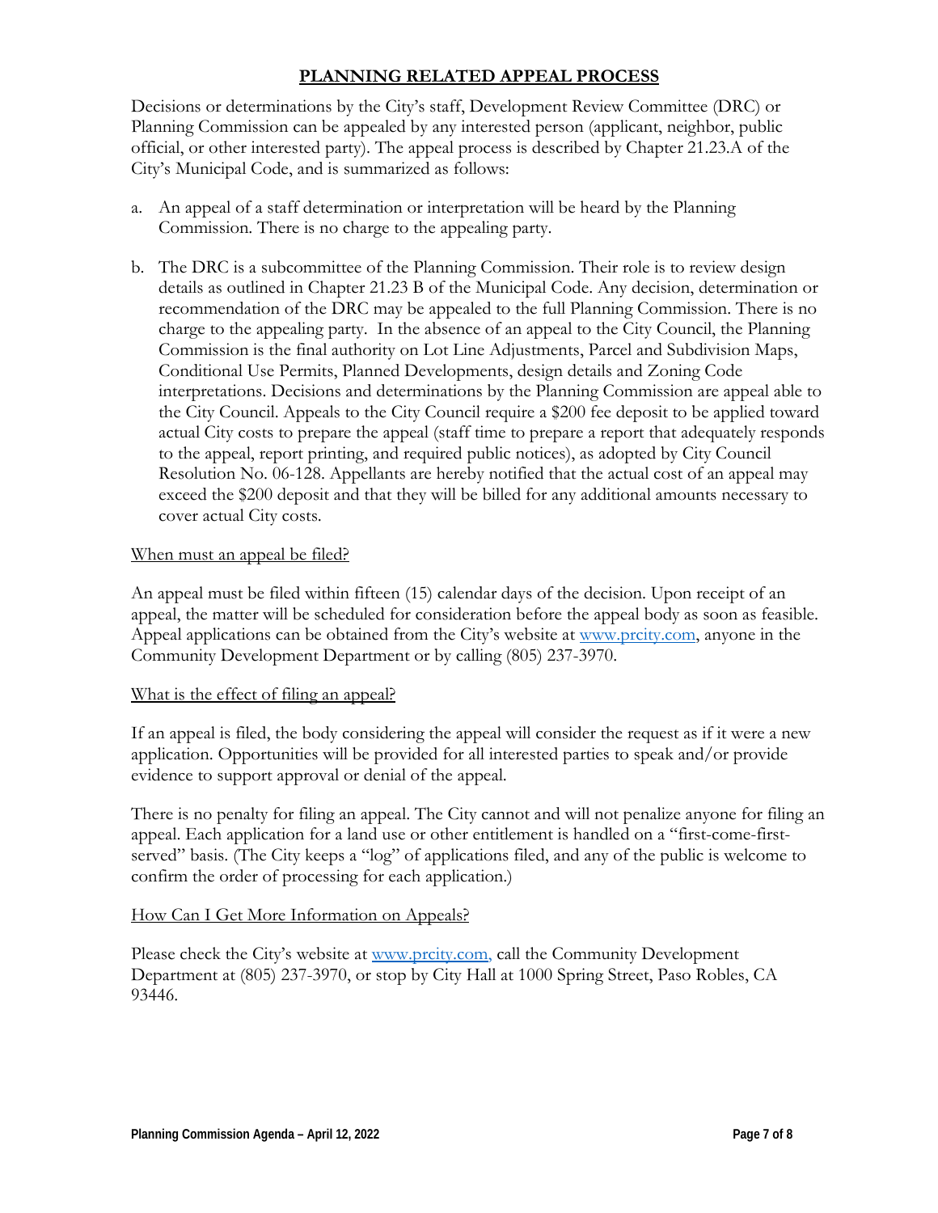## PLANNING RELATED APPEAL PROCESS

Decisions or determinations by the City's staff, Development Review Committee (DRC) or Planning Commission can be appealed by any interested person (applicant, neighbor, public official, or other interested party). The appeal process is described by Chapter 21.23.A of the City's Municipal Code, and is summarized as follows:

a. An appeal of a staff determination or interpretation will be heard by the Planning Commission. There is no charge to the appealing party.

b. The DRC is a subcommittee of the Planning Commission. Their role is to review design details as outlined in Chapter 21.23 B of the Municipal Code. Any decision, determination or recommendation of the DRC may be appealed to the full Planning Commission. There is no charge to the appealing party. In the absence of an appeal to the City Council, the Planning Commission is the final authority on Lot Line Adjustments, Parcel and Subdivision Maps, Conditional Use Permits, Planned Developments, design details and Zoning Code interpretations. Decisions and determinations by the Planning Commission are appeal able to the City Council. Appeals to the City Council require a $200 fee deposit to be applied toward actual City costs to prepare the appeal (staff time to prepare a report that adequately responds to the appeal, report printing, and required public notices), as adopted by City Council Resolution No. 06-128. Appellants are hereby notified that the actual cost of an appeal may exceed the $200 deposit and that they will be billed for any additional amounts necessary to cover actual City costs.

### When must an appeal be filed?

An appeal must be filed within fifteen (15) calendar days of the decision. Upon receipt of an appeal, the matter will be scheduled for consideration before the appeal body as soon as feasible. Appeal applications can be obtained from the City's website at www.prcity.com, anyone in the Community Development Department or by calling (805) 237-3970.

### What is the effect of filing an appeal?

If an appeal is filed, the body considering the appeal will consider the request as if it were a new application. Opportunities will be provided for all interested parties to speak and/or provide evidence to support approval or denial of the appeal.

There is no penalty for filing an appeal. The City cannot and will not penalize anyone for filing an appeal. Each application for a land use or other entitlement is handled on a "first-come-first-served" basis. (The City keeps a "log" of applications filed, and any of the public is welcome to confirm the order of processing for each application.)

### How Can I Get More Information on Appeals?

Please check the City's website at www.prcity.com, call the Community Development Department at (805) 237-3970, or stop by City Hall at 1000 Spring Street, Paso Robles, CA 93446.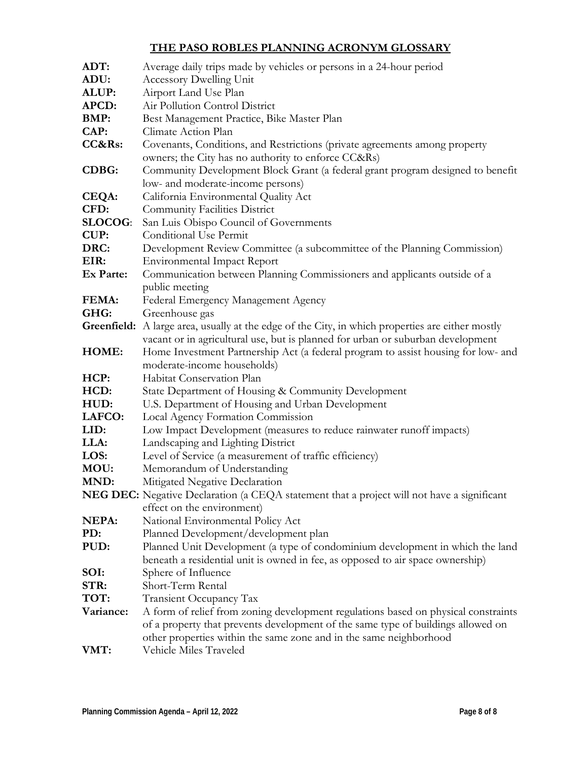# THE PASO ROBLES PLANNING ACRONYM GLOSSARY

**ADT:** Average daily trips made by vehicles or persons in a 24-hour period

**ADU:** Accessory Dwelling Unit

**ALUP:** Airport Land Use Plan

**APCD:** Air Pollution Control District

**BMP:** Best Management Practice, Bike Master Plan

**CAP:** Climate Action Plan

**CC&Rs:** Covenants, Conditions, and Restrictions (private agreements among property owners; the City has no authority to enforce CC&Rs)

**CDBG:** Community Development Block Grant (a federal grant program designed to benefit low- and moderate-income persons)

**CEQA:** California Environmental Quality Act

**CFD:** Community Facilities District

**SLOCOG**: San Luis Obispo Council of Governments

**CUP:** Conditional Use Permit

**DRC:** Development Review Committee (a subcommittee of the Planning Commission)

**EIR:** Environmental Impact Report

**Ex Parte:** Communication between Planning Commissioners and applicants outside of a public meeting

**FEMA:** Federal Emergency Management Agency

**GHG:** Greenhouse gas

**Greenfield:** A large area, usually at the edge of the City, in which properties are either mostly vacant or in agricultural use, but is planned for urban or suburban development

**HOME:** Home Investment Partnership Act (a federal program to assist housing for low- and moderate-income households)

**HCP:** Habitat Conservation Plan

**HCD:** State Department of Housing & Community Development

**HUD:** U.S. Department of Housing and Urban Development

**LAFCO:** Local Agency Formation Commission

**LID:** Low Impact Development (measures to reduce rainwater runoff impacts)

**LLA:** Landscaping and Lighting District

**LOS:** Level of Service (a measurement of traffic efficiency)

**MOU:** Memorandum of Understanding

**MND:** Mitigated Negative Declaration

**NEG DEC:** Negative Declaration (a CEQA statement that a project will not have a significant effect on the environment)

**NEPA:** National Environmental Policy Act

**PD:** Planned Development/development plan

**PUD:** Planned Unit Development (a type of condominium development in which the land beneath a residential unit is owned in fee, as opposed to air space ownership)

**SOI:** Sphere of Influence

**STR:** Short-Term Rental

**TOT:** Transient Occupancy Tax

**Variance:** A form of relief from zoning development regulations based on physical constraints of a property that prevents development of the same type of buildings allowed on other properties within the same zone and in the same neighborhood

**VMT:** Vehicle Miles Traveled